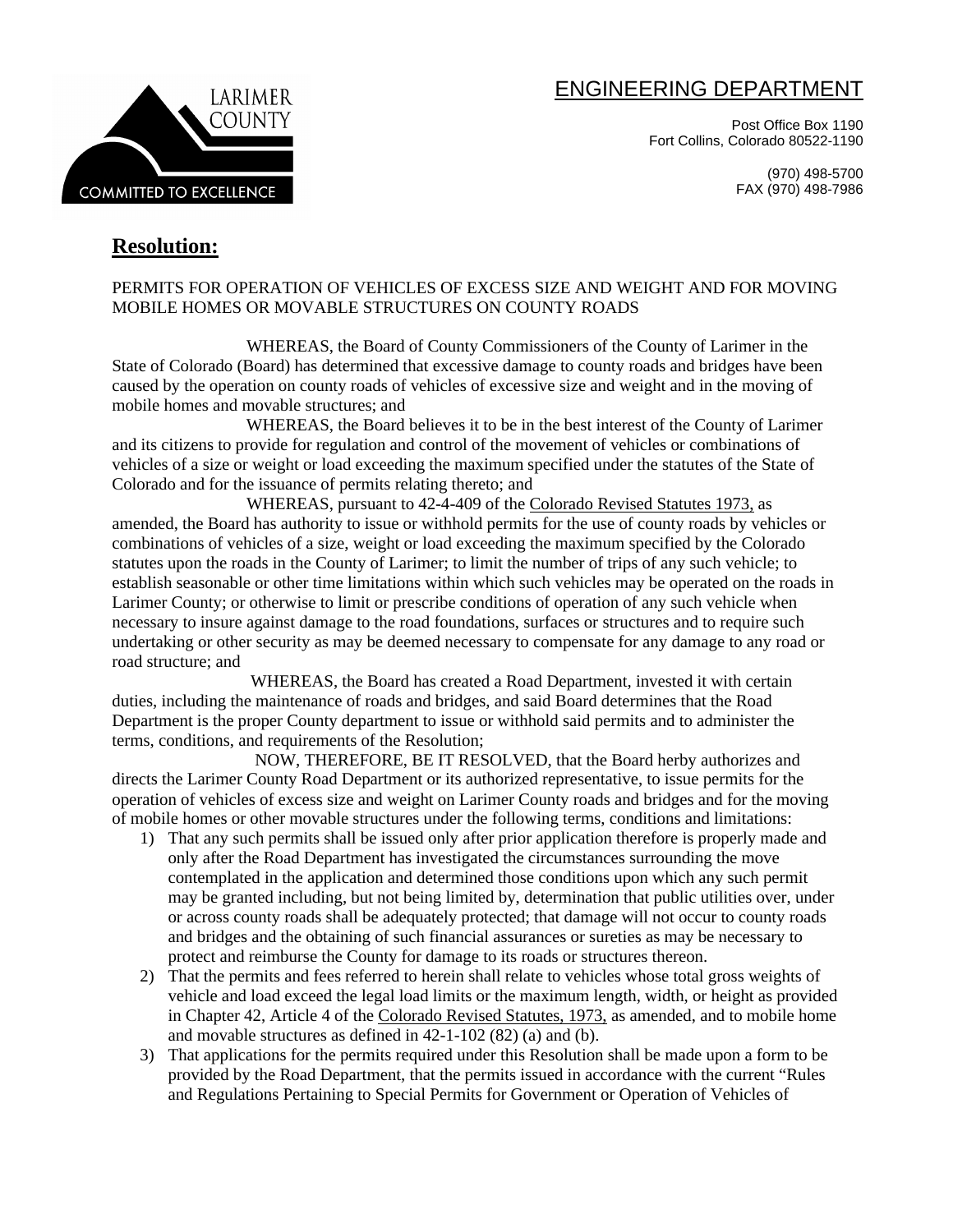LARIMER COUNTY

COMMITTED TO EXCELLENCE

ENGINEERING DEPARTMENT

Post Office Box 1190
Fort Collins, Colorado 80522-1190

(970) 498-5700
FAX (970) 498-7986

## **Resolution:**

PERMITS FOR OPERATION OF VEHICLES OF EXCESS SIZE AND WEIGHT AND FOR MOVING MOBILE HOMES OR MOVABLE STRUCTURES ON COUNTY ROADS

WHEREAS, the Board of County Commissioners of the County of Larimer in the State of Colorado (Board) has determined that excessive damage to county roads and bridges have been caused by the operation on county roads of vehicles of excessive size and weight and in the moving of mobile homes and movable structures; and

WHEREAS, the Board believes it to be in the best interest of the County of Larimer and its citizens to provide for regulation and control of the movement of vehicles or combinations of vehicles of a size or weight or load exceeding the maximum specified under the statutes of the State of Colorado and for the issuance of permits relating thereto; and

WHEREAS, pursuant to 42-4-409 of the Colorado Revised Statutes 1973, as amended, the Board has authority to issue or withhold permits for the use of county roads by vehicles or combinations of vehicles of a size, weight or load exceeding the maximum specified by the Colorado statutes upon the roads in the County of Larimer; to limit the number of trips of any such vehicle; to establish seasonable or other time limitations within which such vehicles may be operated on the roads in Larimer County; or otherwise to limit or prescribe conditions of operation of any such vehicle when necessary to insure against damage to the road foundations, surfaces or structures and to require such undertaking or other security as may be deemed necessary to compensate for any damage to any road or road structure; and

WHEREAS, the Board has created a Road Department, invested it with certain duties, including the maintenance of roads and bridges, and said Board determines that the Road Department is the proper County department to issue or withhold said permits and to administer the terms, conditions, and requirements of the Resolution;

NOW, THEREFORE, BE IT RESOLVED, that the Board herby authorizes and directs the Larimer County Road Department or its authorized representative, to issue permits for the operation of vehicles of excess size and weight on Larimer County roads and bridges and for the moving of mobile homes or other movable structures under the following terms, conditions and limitations:

1) That any such permits shall be issued only after prior application therefore is properly made and only after the Road Department has investigated the circumstances surrounding the move contemplated in the application and determined those conditions upon which any such permit may be granted including, but not being limited by, determination that public utilities over, under or across county roads shall be adequately protected; that damage will not occur to county roads and bridges and the obtaining of such financial assurances or sureties as may be necessary to protect and reimburse the County for damage to its roads or structures thereon.
2) That the permits and fees referred to herein shall relate to vehicles whose total gross weights of vehicle and load exceed the legal load limits or the maximum length, width, or height as provided in Chapter 42, Article 4 of the Colorado Revised Statutes, 1973, as amended, and to mobile home and movable structures as defined in 42-1-102 (82) (a) and (b).
3) That applications for the permits required under this Resolution shall be made upon a form to be provided by the Road Department, that the permits issued in accordance with the current "Rules and Regulations Pertaining to Special Permits for Government or Operation of Vehicles of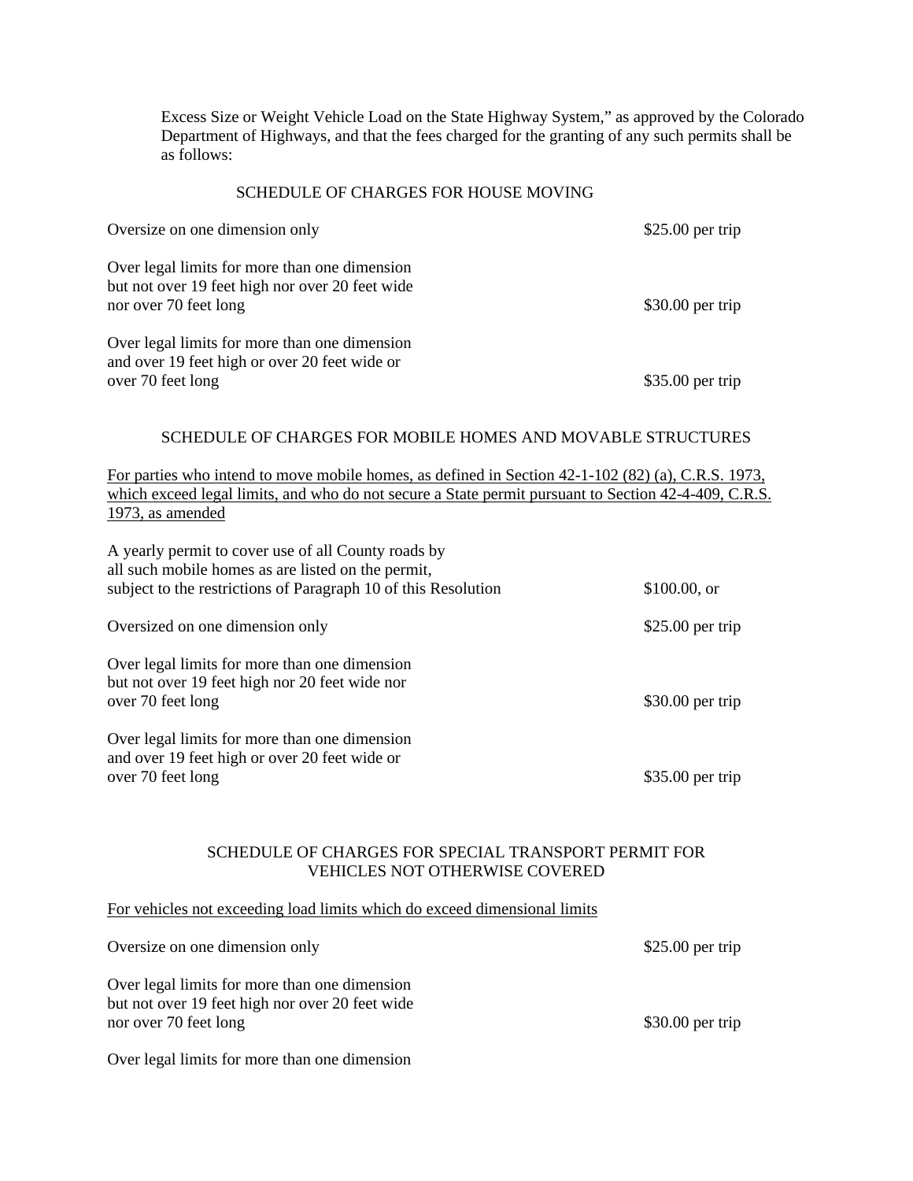Excess Size or Weight Vehicle Load on the State Highway System," as approved by the Colorado Department of Highways, and that the fees charged for the granting of any such permits shall be as follows:

SCHEDULE OF CHARGES FOR HOUSE MOVING

| | |
|---|---|
| Oversize on one dimension only | $25.00 per trip |
| Over legal limits for more than one dimension but not over 19 feet high nor over 20 feet wide nor over 70 feet long | $30.00 per trip |
| Over legal limits for more than one dimension and over 19 feet high or over 20 feet wide or over 70 feet long | $35.00 per trip |

SCHEDULE OF CHARGES FOR MOBILE HOMES AND MOVABLE STRUCTURES

<u>For parties who intend to move mobile homes, as defined in Section 42-1-102 (82) (a), C.R.S. 1973, which exceed legal limits, and who do not secure a State permit pursuant to Section 42-4-409, C.R.S. 1973, as amended</u>

| | |
|---|---|
| A yearly permit to cover use of all County roads by all such mobile homes as are listed on the permit, subject to the restrictions of Paragraph 10 of this Resolution | $100.00, or |
| Oversized on one dimension only | $25.00 per trip |
| Over legal limits for more than one dimension but not over 19 feet high nor 20 feet wide nor over 70 feet long | $30.00 per trip |
| Over legal limits for more than one dimension and over 19 feet high or over 20 feet wide or over 70 feet long | $35.00 per trip |

SCHEDULE OF CHARGES FOR SPECIAL TRANSPORT PERMIT FOR VEHICLES NOT OTHERWISE COVERED

<u>For vehicles not exceeding load limits which do exceed dimensional limits</u>

| | |
|---|---|
| Oversize on one dimension only | $25.00 per trip |
| Over legal limits for more than one dimension but not over 19 feet high nor over 20 feet wide nor over 70 feet long | $30.00 per trip |

Over legal limits for more than one dimension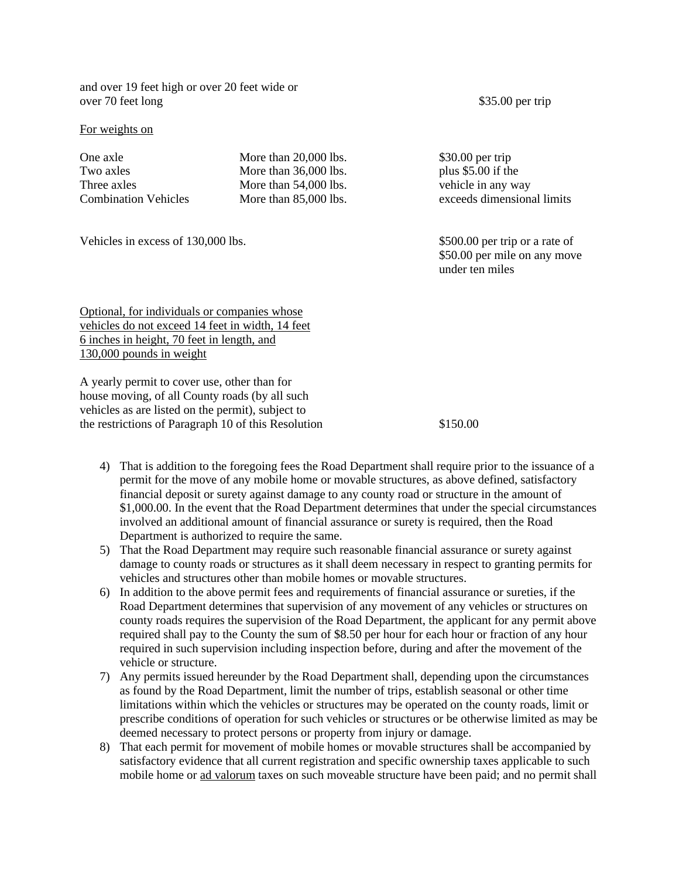and over 19 feet high or over 20 feet wide or over 70 feet long $35.00 per trip

<u>For weights on</u>

| | | |
|---|---|---|
| One axle | More than 20,000 lbs. | $30.00 per trip |
| Two axles | More than 36,000 lbs. | plus $5.00 if the |
| Three axles | More than 54,000 lbs. | vehicle in any way |
| Combination Vehicles | More than 85,000 lbs. | exceeds dimensional limits |

Vehicles in excess of 130,000 lbs. $500.00 per trip or a rate of $50.00 per mile on any move under ten miles

<u>Optional, for individuals or companies whose vehicles do not exceed 14 feet in width, 14 feet 6 inches in height, 70 feet in length, and 130,000 pounds in weight</u>

A yearly permit to cover use, other than for house moving, of all County roads (by all such vehicles as are listed on the permit), subject to the restrictions of Paragraph 10 of this Resolution $150.00

4) That is addition to the foregoing fees the Road Department shall require prior to the issuance of a permit for the move of any mobile home or movable structures, as above defined, satisfactory financial deposit or surety against damage to any county road or structure in the amount of $1,000.00. In the event that the Road Department determines that under the special circumstances involved an additional amount of financial assurance or surety is required, then the Road Department is authorized to require the same.
5) That the Road Department may require such reasonable financial assurance or surety against damage to county roads or structures as it shall deem necessary in respect to granting permits for vehicles and structures other than mobile homes or movable structures.
6) In addition to the above permit fees and requirements of financial assurance or sureties, if the Road Department determines that supervision of any movement of any vehicles or structures on county roads requires the supervision of the Road Department, the applicant for any permit above required shall pay to the County the sum of $8.50 per hour for each hour or fraction of any hour required in such supervision including inspection before, during and after the movement of the vehicle or structure.
7) Any permits issued hereunder by the Road Department shall, depending upon the circumstances as found by the Road Department, limit the number of trips, establish seasonal or other time limitations within which the vehicles or structures may be operated on the county roads, limit or prescribe conditions of operation for such vehicles or structures or be otherwise limited as may be deemed necessary to protect persons or property from injury or damage.
8) That each permit for movement of mobile homes or movable structures shall be accompanied by satisfactory evidence that all current registration and specific ownership taxes applicable to such mobile home or <u>ad valorum</u> taxes on such moveable structure have been paid; and no permit shall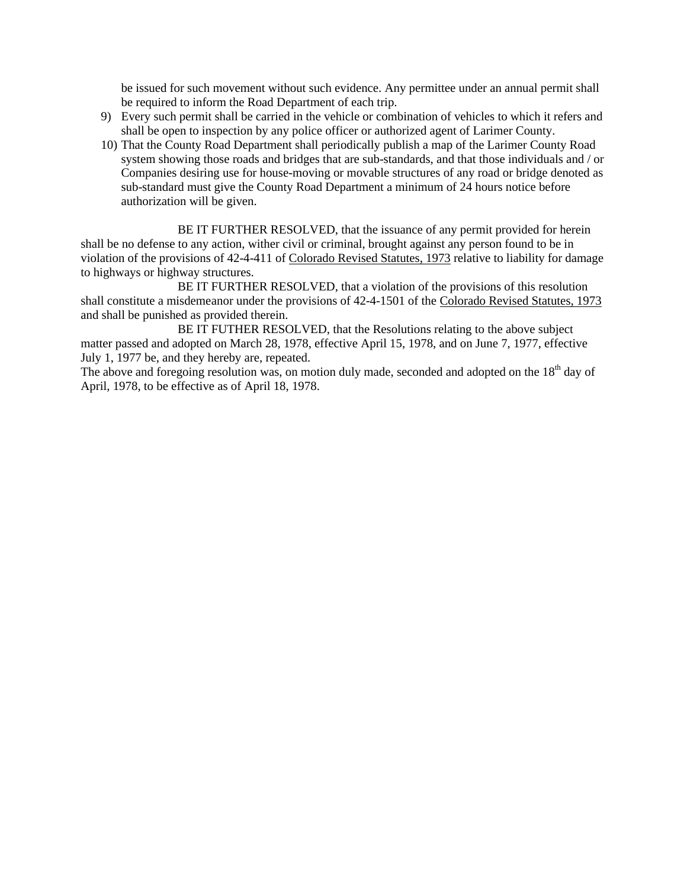be issued for such movement without such evidence. Any permittee under an annual permit shall be required to inform the Road Department of each trip.

9) Every such permit shall be carried in the vehicle or combination of vehicles to which it refers and shall be open to inspection by any police officer or authorized agent of Larimer County.
10) That the County Road Department shall periodically publish a map of the Larimer County Road system showing those roads and bridges that are sub-standards, and that those individuals and / or Companies desiring use for house-moving or movable structures of any road or bridge denoted as sub-standard must give the County Road Department a minimum of 24 hours notice before authorization will be given.

BE IT FURTHER RESOLVED, that the issuance of any permit provided for herein shall be no defense to any action, wither civil or criminal, brought against any person found to be in violation of the provisions of 42-4-411 of Colorado Revised Statutes, 1973 relative to liability for damage to highways or highway structures.

BE IT FURTHER RESOLVED, that a violation of the provisions of this resolution shall constitute a misdemeanor under the provisions of 42-4-1501 of the Colorado Revised Statutes, 1973 and shall be punished as provided therein.

BE IT FUTHER RESOLVED, that the Resolutions relating to the above subject matter passed and adopted on March 28, 1978, effective April 15, 1978, and on June 7, 1977, effective July 1, 1977 be, and they hereby are, repeated.

The above and foregoing resolution was, on motion duly made, seconded and adopted on the 18th day of April, 1978, to be effective as of April 18, 1978.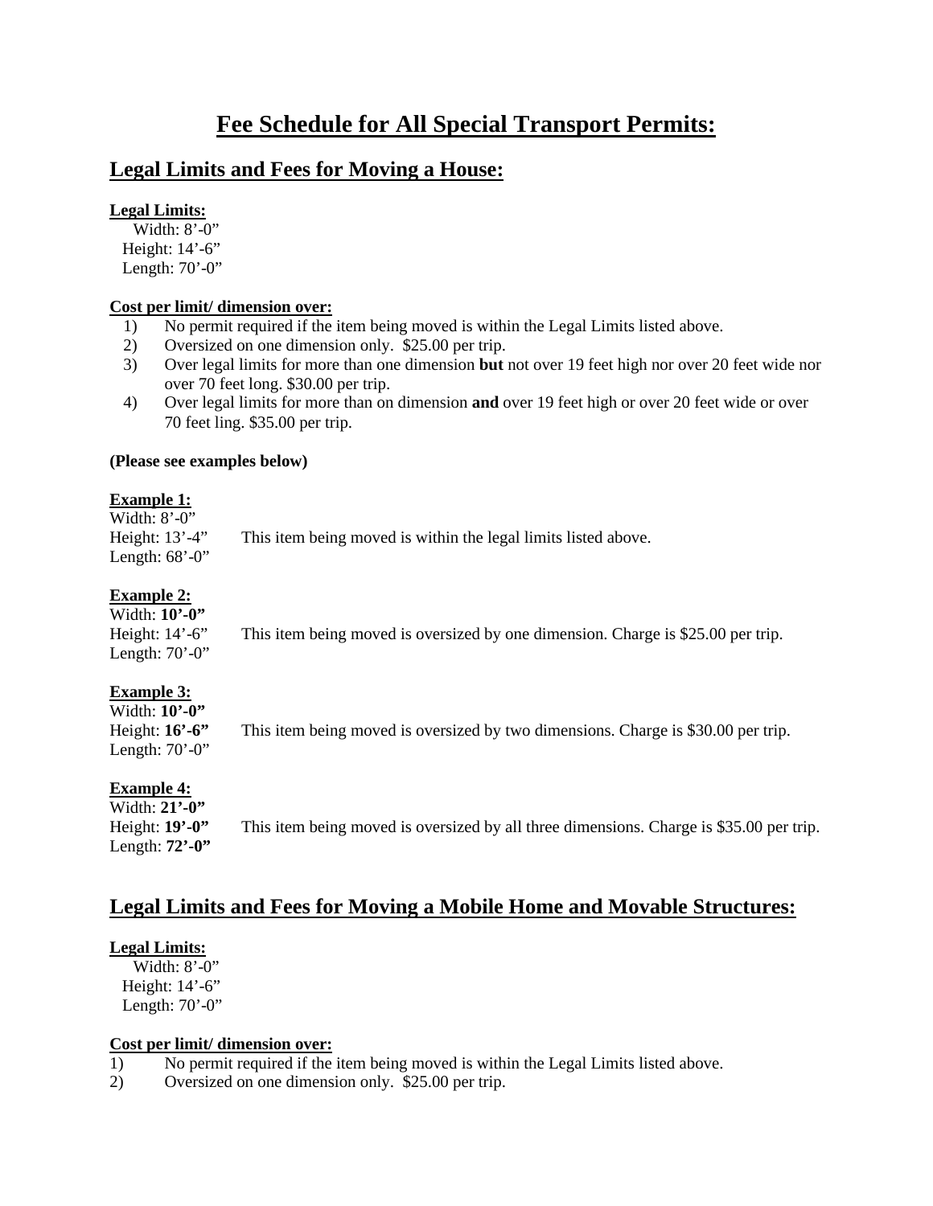# Fee Schedule for All Special Transport Permits:

## Legal Limits and Fees for Moving a House:

**Legal Limits:**

Width: 8'-0"
Height: 14'-6"
Length: 70'-0"

**Cost per limit/ dimension over:**

1) No permit required if the item being moved is within the Legal Limits listed above.
2) Oversized on one dimension only. $25.00 per trip.
3) Over legal limits for more than one dimension **but** not over 19 feet high nor over 20 feet wide nor over 70 feet long. $30.00 per trip.
4) Over legal limits for more than on dimension **and** over 19 feet high or over 20 feet wide or over 70 feet ling. $35.00 per trip.

**(Please see examples below)**

**Example 1:**

Width: 8'-0"
Height: 13'-4" — This item being moved is within the legal limits listed above.
Length: 68'-0"

**Example 2:**

Width: **10'-0"**
Height: 14'-6" — This item being moved is oversized by one dimension. Charge is $25.00 per trip.
Length: 70'-0"

**Example 3:**

Width: **10'-0"**
Height: **16'-6"** — This item being moved is oversized by two dimensions. Charge is $30.00 per trip.
Length: 70'-0"

**Example 4:**

Width: **21'-0"**
Height: **19'-0"** — This item being moved is oversized by all three dimensions. Charge is $35.00 per trip.
Length: **72'-0"**

## Legal Limits and Fees for Moving a Mobile Home and Movable Structures:

**Legal Limits:**

Width: 8'-0"
Height: 14'-6"
Length: 70'-0"

**Cost per limit/ dimension over:**

1) No permit required if the item being moved is within the Legal Limits listed above.
2) Oversized on one dimension only. $25.00 per trip.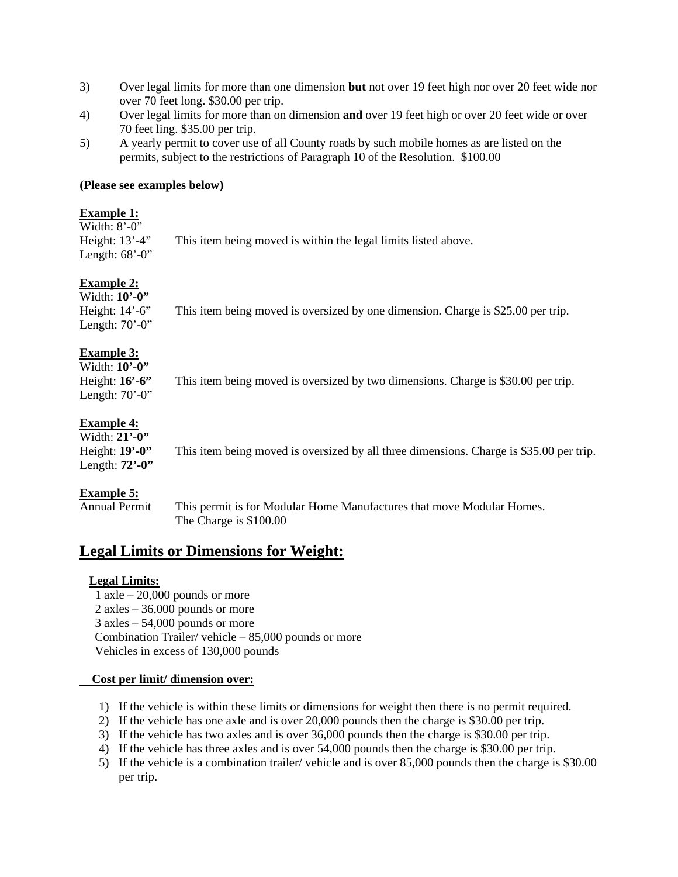3) Over legal limits for more than one dimension **but** not over 19 feet high nor over 20 feet wide nor over 70 feet long. $30.00 per trip.
4) Over legal limits for more than on dimension **and** over 19 feet high or over 20 feet wide or over 70 feet ling. $35.00 per trip.
5) A yearly permit to cover use of all County roads by such mobile homes as are listed on the permits, subject to the restrictions of Paragraph 10 of the Resolution. $100.00

**(Please see examples below)**

**Example 1:**
Width: 8'-0"
Height: 13'-4" This item being moved is within the legal limits listed above.
Length: 68'-0"

**Example 2:**
Width: **10'-0"**
Height: 14'-6" This item being moved is oversized by one dimension. Charge is $25.00 per trip.
Length: 70'-0"

**Example 3:**
Width: **10'-0"**
Height: **16'-6"** This item being moved is oversized by two dimensions. Charge is $30.00 per trip.
Length: 70'-0"

**Example 4:**
Width: **21'-0"**
Height: **19'-0"** This item being moved is oversized by all three dimensions. Charge is $35.00 per trip.
Length: **72'-0"**

**Example 5:**
Annual Permit This permit is for Modular Home Manufactures that move Modular Homes.
The Charge is $100.00

## Legal Limits or Dimensions for Weight:

**Legal Limits:**
1 axle – 20,000 pounds or more
2 axles – 36,000 pounds or more
3 axles – 54,000 pounds or more
Combination Trailer/ vehicle – 85,000 pounds or more
Vehicles in excess of 130,000 pounds

**Cost per limit/ dimension over:**

1) If the vehicle is within these limits or dimensions for weight then there is no permit required.
2) If the vehicle has one axle and is over 20,000 pounds then the charge is $30.00 per trip.
3) If the vehicle has two axles and is over 36,000 pounds then the charge is $30.00 per trip.
4) If the vehicle has three axles and is over 54,000 pounds then the charge is $30.00 per trip.
5) If the vehicle is a combination trailer/ vehicle and is over 85,000 pounds then the charge is $30.00 per trip.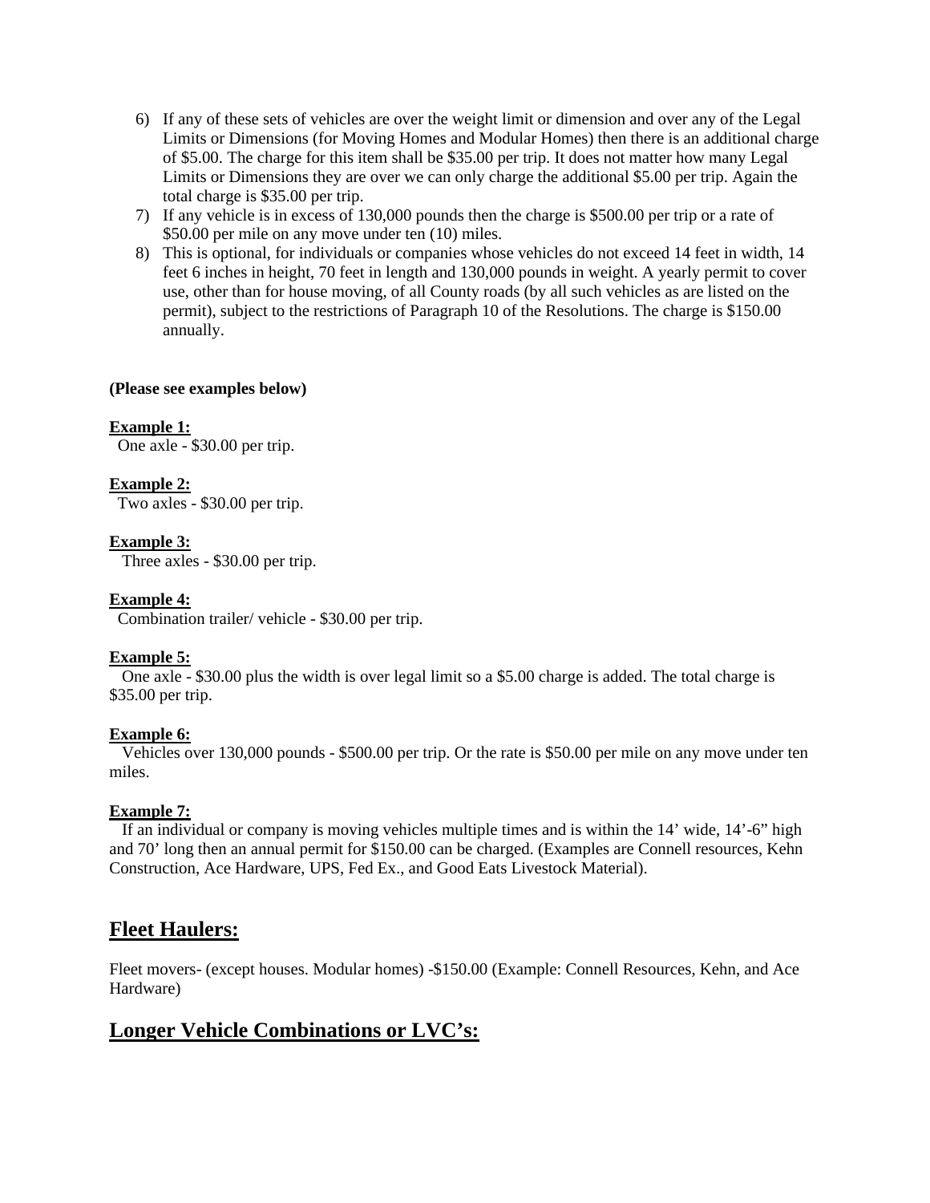6) If any of these sets of vehicles are over the weight limit or dimension and over any of the Legal Limits or Dimensions (for Moving Homes and Modular Homes) then there is an additional charge of $5.00. The charge for this item shall be $35.00 per trip. It does not matter how many Legal Limits or Dimensions they are over we can only charge the additional $5.00 per trip. Again the total charge is $35.00 per trip.
7) If any vehicle is in excess of 130,000 pounds then the charge is $500.00 per trip or a rate of $50.00 per mile on any move under ten (10) miles.
8) This is optional, for individuals or companies whose vehicles do not exceed 14 feet in width, 14 feet 6 inches in height, 70 feet in length and 130,000 pounds in weight. A yearly permit to cover use, other than for house moving, of all County roads (by all such vehicles as are listed on the permit), subject to the restrictions of Paragraph 10 of the Resolutions. The charge is $150.00 annually.

**(Please see examples below)**

**Example 1:**
One axle - $30.00 per trip.

**Example 2:**
Two axles - $30.00 per trip.

**Example 3:**
Three axles - $30.00 per trip.

**Example 4:**
Combination trailer/ vehicle - $30.00 per trip.

**Example 5:**
One axle - $30.00 plus the width is over legal limit so a $5.00 charge is added. The total charge is $35.00 per trip.

**Example 6:**
Vehicles over 130,000 pounds - $500.00 per trip. Or the rate is $50.00 per mile on any move under ten miles.

**Example 7:**
If an individual or company is moving vehicles multiple times and is within the 14' wide, 14'-6" high and 70' long then an annual permit for $150.00 can be charged. (Examples are Connell resources, Kehn Construction, Ace Hardware, UPS, Fed Ex., and Good Eats Livestock Material).

## Fleet Haulers:

Fleet movers- (except houses. Modular homes) -$150.00 (Example: Connell Resources, Kehn, and Ace Hardware)

## Longer Vehicle Combinations or LVC's: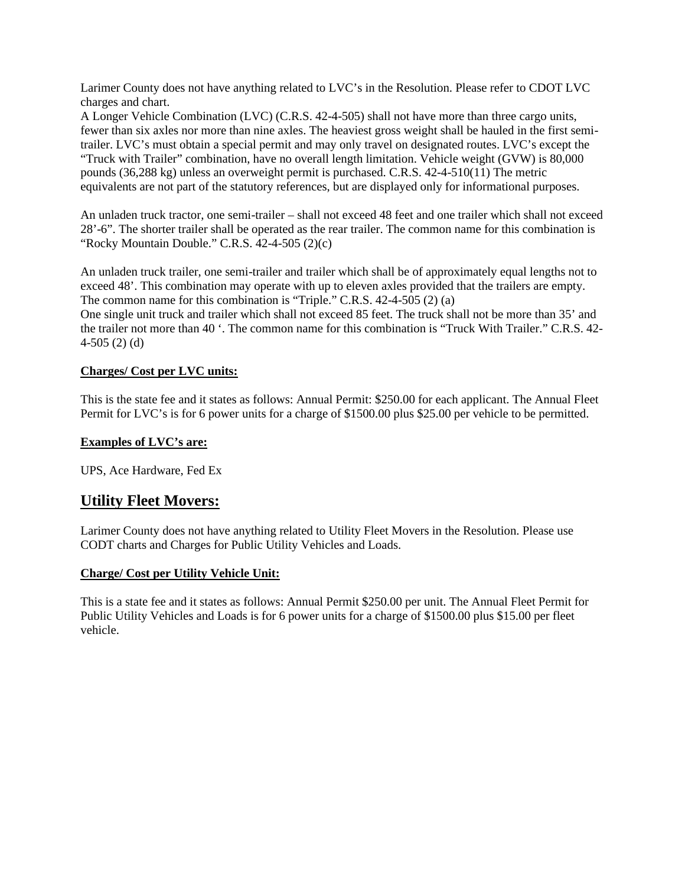Larimer County does not have anything related to LVC's in the Resolution. Please refer to CDOT LVC charges and chart.
A Longer Vehicle Combination (LVC) (C.R.S. 42-4-505) shall not have more than three cargo units, fewer than six axles nor more than nine axles. The heaviest gross weight shall be hauled in the first semi-trailer. LVC's must obtain a special permit and may only travel on designated routes. LVC's except the "Truck with Trailer" combination, have no overall length limitation. Vehicle weight (GVW) is 80,000 pounds (36,288 kg) unless an overweight permit is purchased. C.R.S. 42-4-510(11) The metric equivalents are not part of the statutory references, but are displayed only for informational purposes.

An unladen truck tractor, one semi-trailer – shall not exceed 48 feet and one trailer which shall not exceed 28'-6". The shorter trailer shall be operated as the rear trailer. The common name for this combination is "Rocky Mountain Double." C.R.S. 42-4-505 (2)(c)

An unladen truck trailer, one semi-trailer and trailer which shall be of approximately equal lengths not to exceed 48'. This combination may operate with up to eleven axles provided that the trailers are empty. The common name for this combination is "Triple." C.R.S. 42-4-505 (2) (a)
One single unit truck and trailer which shall not exceed 85 feet. The truck shall not be more than 35' and the trailer not more than 40 '. The common name for this combination is "Truck With Trailer." C.R.S. 42-4-505 (2) (d)

**Charges/ Cost per LVC units:**

This is the state fee and it states as follows: Annual Permit: $250.00 for each applicant. The Annual Fleet Permit for LVC's is for 6 power units for a charge of $1500.00 plus $25.00 per vehicle to be permitted.

**Examples of LVC's are:**

UPS, Ace Hardware, Fed Ex

## Utility Fleet Movers:

Larimer County does not have anything related to Utility Fleet Movers in the Resolution. Please use CODT charts and Charges for Public Utility Vehicles and Loads.

**Charge/ Cost per Utility Vehicle Unit:**

This is a state fee and it states as follows: Annual Permit $250.00 per unit. The Annual Fleet Permit for Public Utility Vehicles and Loads is for 6 power units for a charge of $1500.00 plus $15.00 per fleet vehicle.